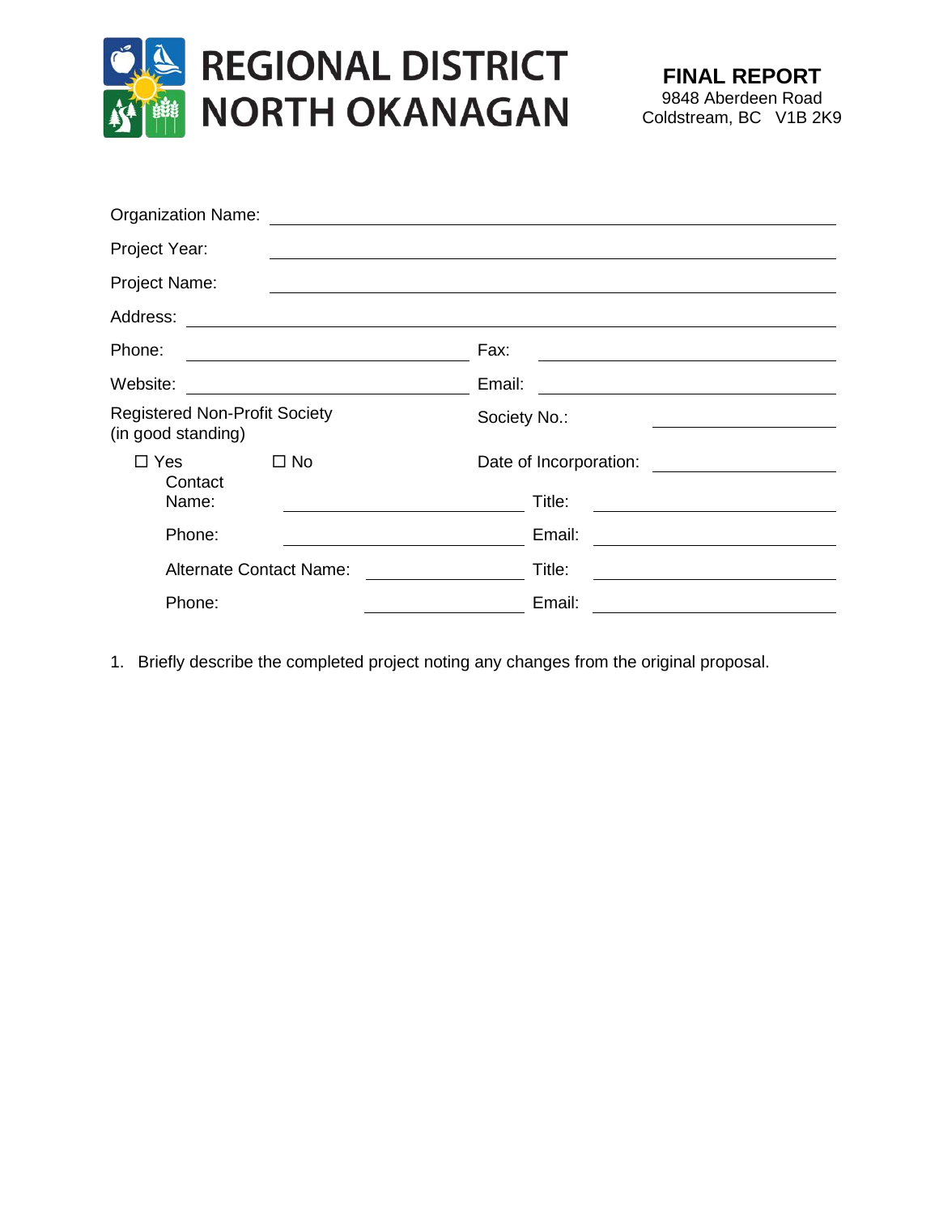# REGIONAL DISTRICT NORTH OKANAGAN

**FINAL REPORT**
9848 Aberdeen Road
Coldstream, BC V1B 2K9

Organization Name: ______________________________

Project Year: ______________________________

Project Name: ______________________________

Address: ______________________________

Phone: ____________________ Fax: ____________________

Website: ____________________ Email: ____________________

Registered Non-Profit Society (in good standing) Society No.: ____________________

☐ Yes ☐ No Date of Incorporation: ____________________

Contact Name: ____________________ Title: ____________________

Phone: ____________________ Email: ____________________

Alternate Contact Name: ____________________ Title: ____________________

Phone: ____________________ Email: ____________________

1. Briefly describe the completed project noting any changes from the original proposal.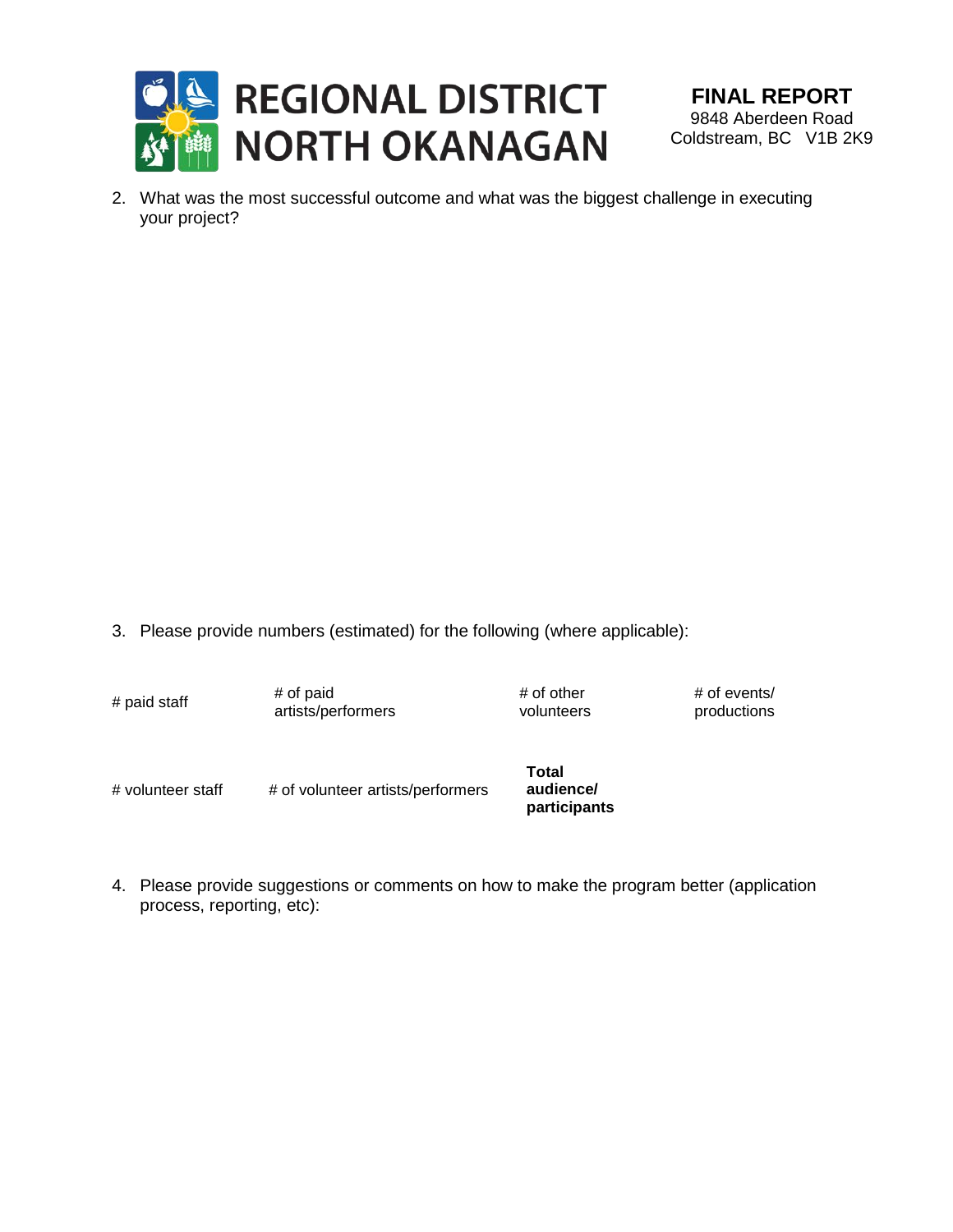REGIONAL DISTRICT NORTH OKANAGAN

**FINAL REPORT**
9848 Aberdeen Road
Coldstream, BC   V1B 2K9

2. What was the most successful outcome and what was the biggest challenge in executing your project?

3. Please provide numbers (estimated) for the following (where applicable):

| # paid staff | # of paid artists/performers | # of other volunteers | # of events/ productions |
|---|---|---|---|
| # volunteer staff | # of volunteer artists/performers | **Total audience/ participants** | |

4. Please provide suggestions or comments on how to make the program better (application process, reporting, etc):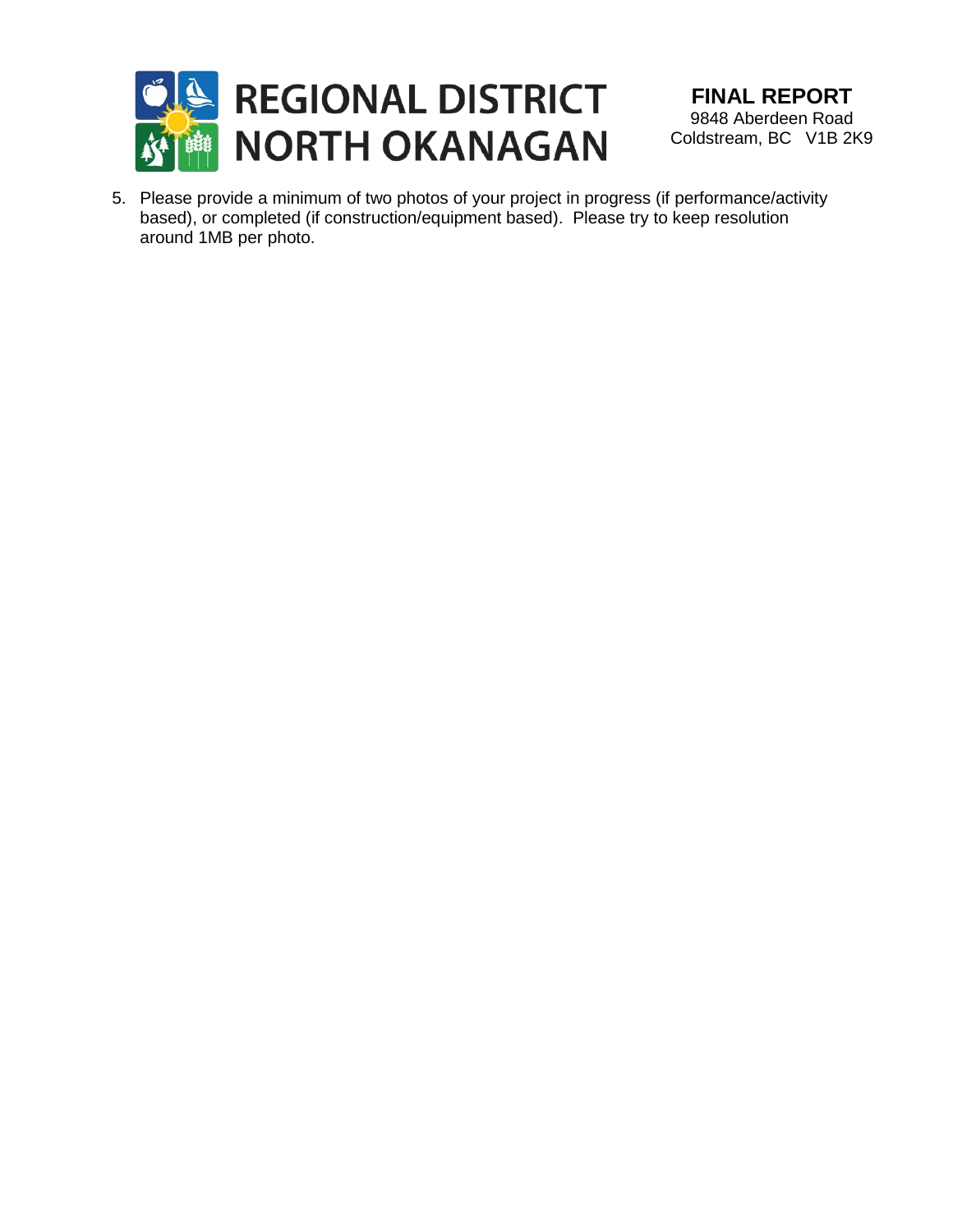5. Please provide a minimum of two photos of your project in progress (if performance/activity based), or completed (if construction/equipment based). Please try to keep resolution around 1MB per photo.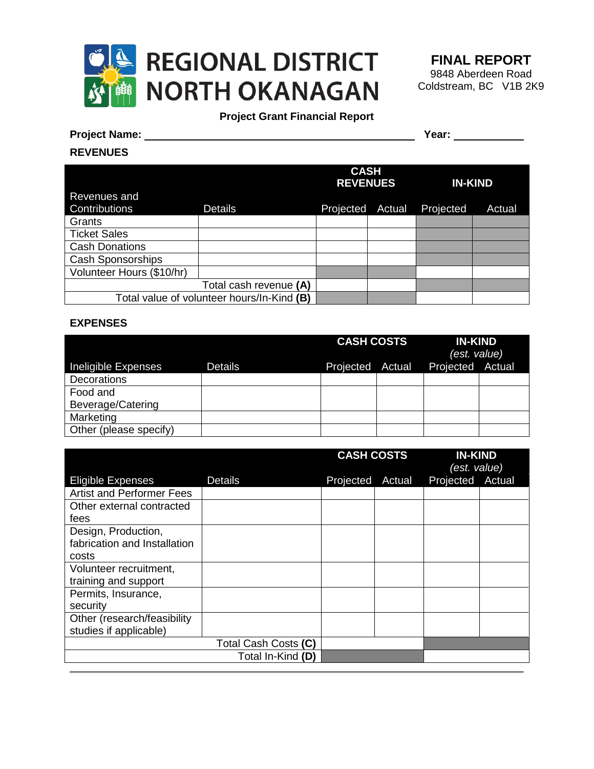# REGIONAL DISTRICT NORTH OKANAGAN

**FINAL REPORT**
9848 Aberdeen Road
Coldstream, BC V1B 2K9

**Project Grant Financial Report**

**Project Name:** ______________________________ **Year:** __________

**REVENUES**

| Revenues and Contributions | Details | **CASH REVENUES** | | **IN-KIND** | |
|---|---|---|---|---|---|
| | | Projected | Actual | Projected | Actual |
| Grants | | | | | |
| Ticket Sales | | | | | |
| Cash Donations | | | | | |
| Cash Sponsorships | | | | | |
| Volunteer Hours ($10/hr) | | | | | |
| | Total cash revenue **(A)** | | | | |
| | Total value of volunteer hours/In-Kind **(B)** | | | | |

**EXPENSES**

| Ineligible Expenses | Details | **CASH COSTS** | | **IN-KIND** *(est. value)* | |
|---|---|---|---|---|---|
| | | Projected | Actual | Projected | Actual |
| Decorations | | | | | |
| Food and Beverage/Catering | | | | | |
| Marketing | | | | | |
| Other (please specify) | | | | | |

| Eligible Expenses | Details | **CASH COSTS** | | **IN-KIND** *(est. value)* | |
|---|---|---|---|---|---|
| | | Projected | Actual | Projected | Actual |
| Artist and Performer Fees | | | | | |
| Other external contracted fees | | | | | |
| Design, Production, fabrication and Installation costs | | | | | |
| Volunteer recruitment, training and support | | | | | |
| Permits, Insurance, security | | | | | |
| Other (research/feasibility studies if applicable) | | | | | |
| | Total Cash Costs **(C)** | | | | |
| | Total In-Kind **(D)** | | | | |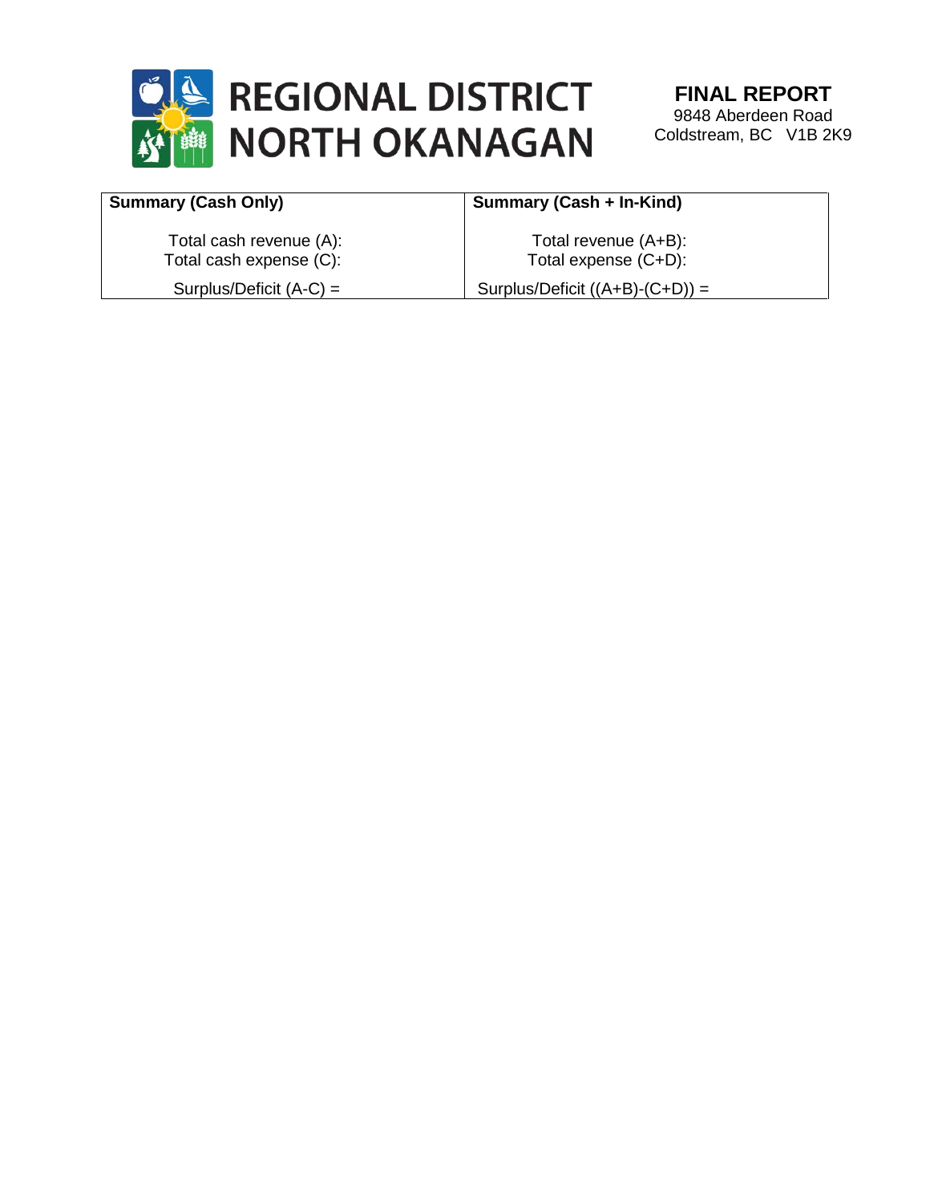REGIONAL DISTRICT NORTH OKANAGAN

**FINAL REPORT**
9848 Aberdeen Road
Coldstream, BC V1B 2K9

| **Summary (Cash Only)** | **Summary (Cash + In-Kind)** |
|---|---|
| Total cash revenue (A):<br>Total cash expense (C): | Total revenue (A+B):<br>Total expense (C+D): |
| Surplus/Deficit (A-C) = | Surplus/Deficit ((A+B)-(C+D)) = |